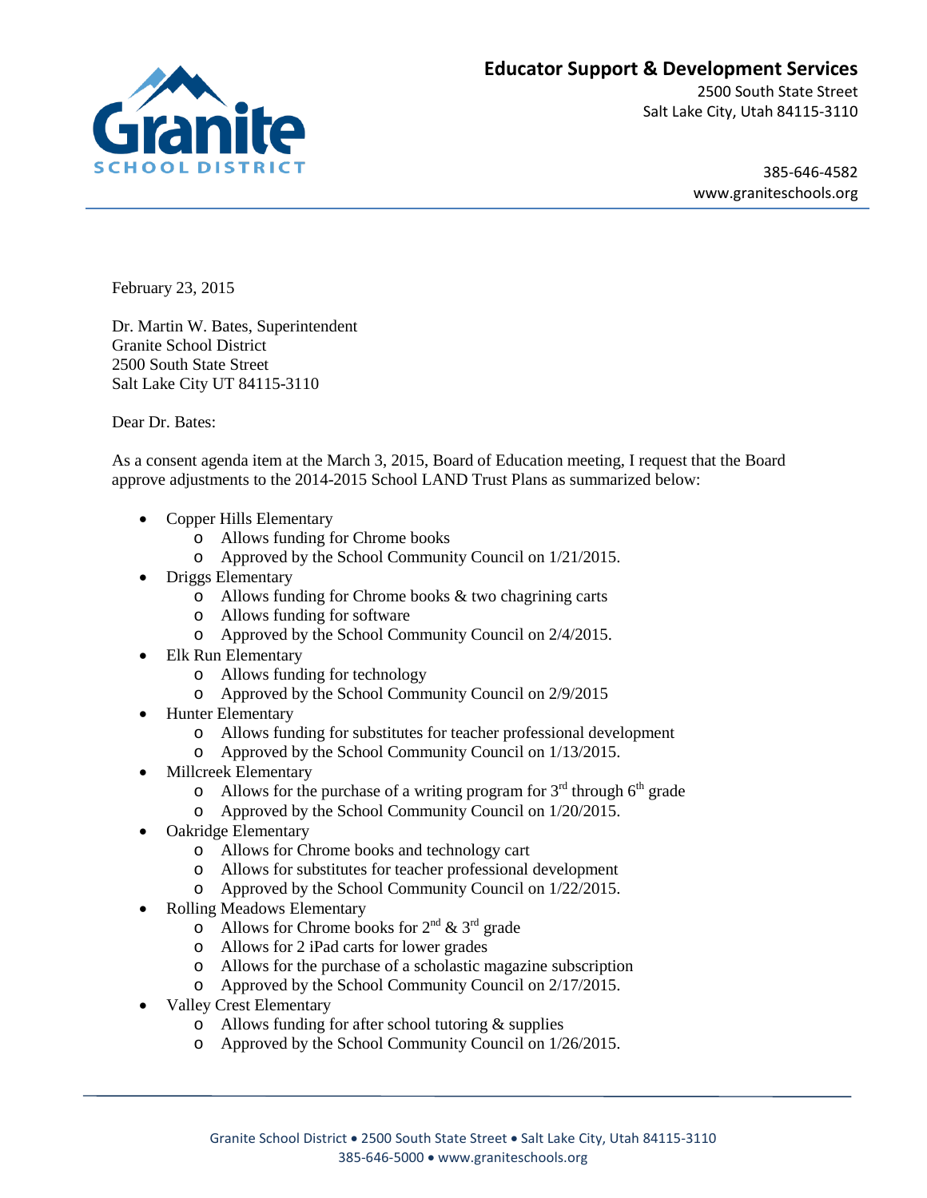**Granite SCHOOL DISTRICT**

## Educator Support & Development Services

2500 South State Street
Salt Lake City, Utah 84115-3110

385-646-4582
www.graniteschools.org

February 23, 2015

Dr. Martin W. Bates, Superintendent
Granite School District
2500 South State Street
Salt Lake City UT 84115-3110

Dear Dr. Bates:

As a consent agenda item at the March 3, 2015, Board of Education meeting, I request that the Board approve adjustments to the 2014-2015 School LAND Trust Plans as summarized below:

- Copper Hills Elementary
  - Allows funding for Chrome books
  - Approved by the School Community Council on 1/21/2015.
- Driggs Elementary
  - Allows funding for Chrome books & two chagrining carts
  - Allows funding for software
  - Approved by the School Community Council on 2/4/2015.
- Elk Run Elementary
  - Allows funding for technology
  - Approved by the School Community Council on 2/9/2015
- Hunter Elementary
  - Allows funding for substitutes for teacher professional development
  - Approved by the School Community Council on 1/13/2015.
- Millcreek Elementary
  - Allows for the purchase of a writing program for 3rd through 6th grade
  - Approved by the School Community Council on 1/20/2015.
- Oakridge Elementary
  - Allows for Chrome books and technology cart
  - Allows for substitutes for teacher professional development
  - Approved by the School Community Council on 1/22/2015.
- Rolling Meadows Elementary
  - Allows for Chrome books for 2nd & 3rd grade
  - Allows for 2 iPad carts for lower grades
  - Allows for the purchase of a scholastic magazine subscription
  - Approved by the School Community Council on 2/17/2015.
- Valley Crest Elementary
  - Allows funding for after school tutoring & supplies
  - Approved by the School Community Council on 1/26/2015.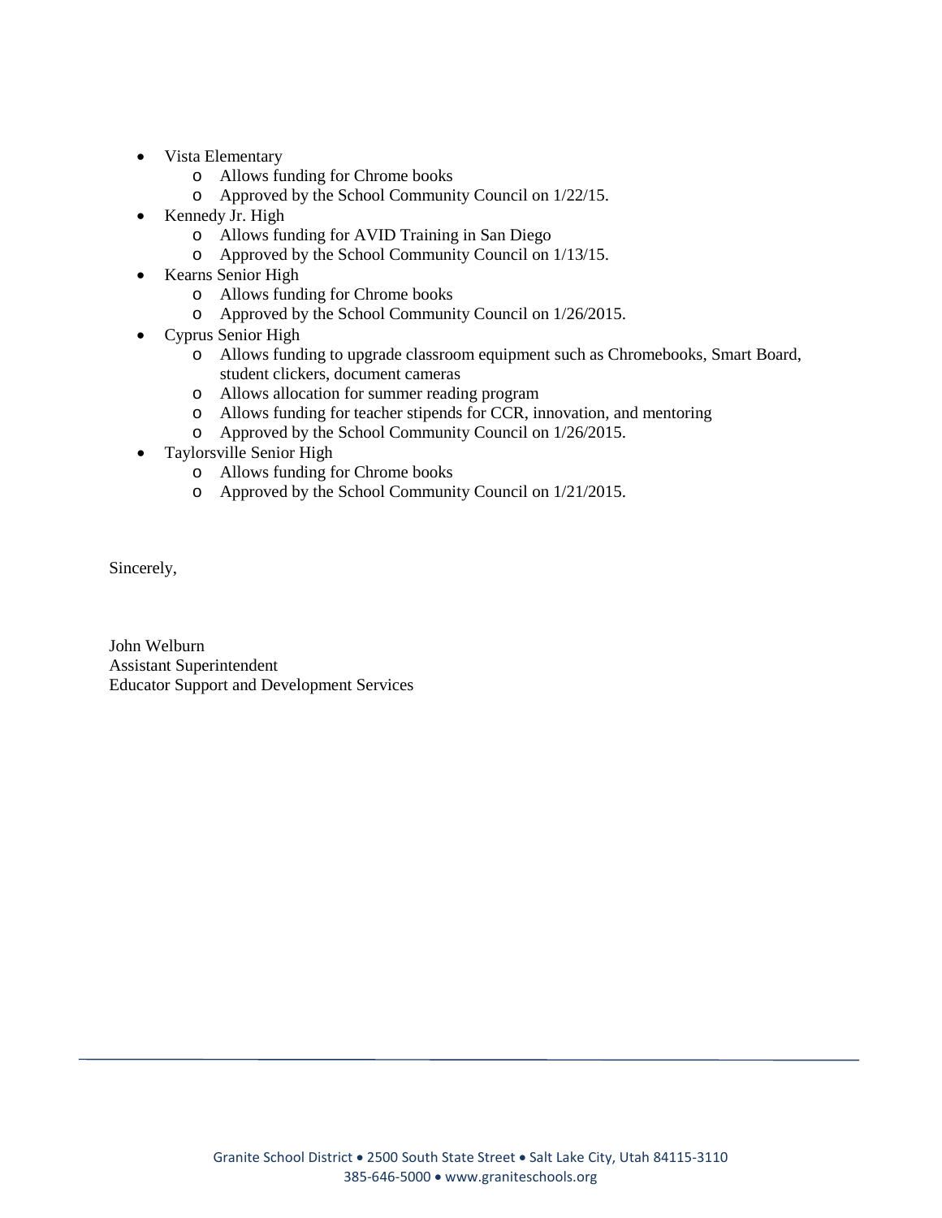- Vista Elementary
  - Allows funding for Chrome books
  - Approved by the School Community Council on 1/22/15.
- Kennedy Jr. High
  - Allows funding for AVID Training in San Diego
  - Approved by the School Community Council on 1/13/15.
- Kearns Senior High
  - Allows funding for Chrome books
  - Approved by the School Community Council on 1/26/2015.
- Cyprus Senior High
  - Allows funding to upgrade classroom equipment such as Chromebooks, Smart Board, student clickers, document cameras
  - Allows allocation for summer reading program
  - Allows funding for teacher stipends for CCR, innovation, and mentoring
  - Approved by the School Community Council on 1/26/2015.
- Taylorsville Senior High
  - Allows funding for Chrome books
  - Approved by the School Community Council on 1/21/2015.

Sincerely,

John Welburn
Assistant Superintendent
Educator Support and Development Services